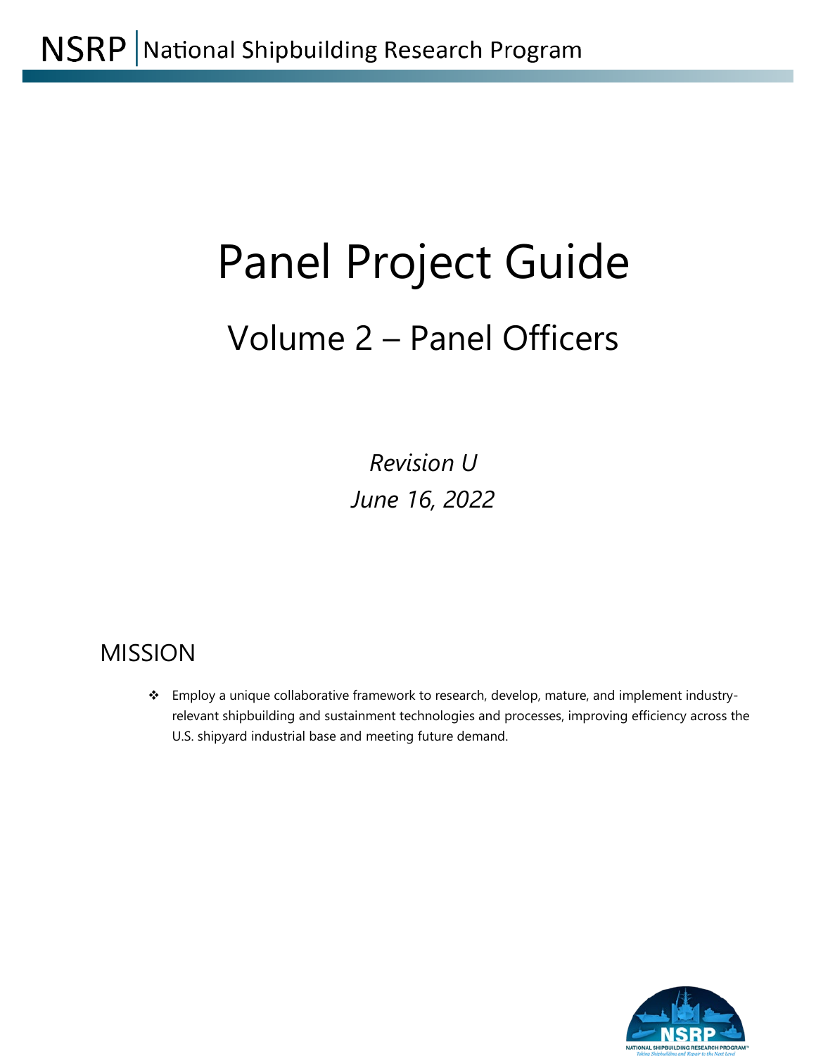NSRP | National Shipbuilding Research Program

# Panel Project Guide

## Volume 2 – Panel Officers

*Revision U*

*June 16, 2022*

## MISSION

- Employ a unique collaborative framework to research, develop, mature, and implement industry-relevant shipbuilding and sustainment technologies and processes, improving efficiency across the U.S. shipyard industrial base and meeting future demand.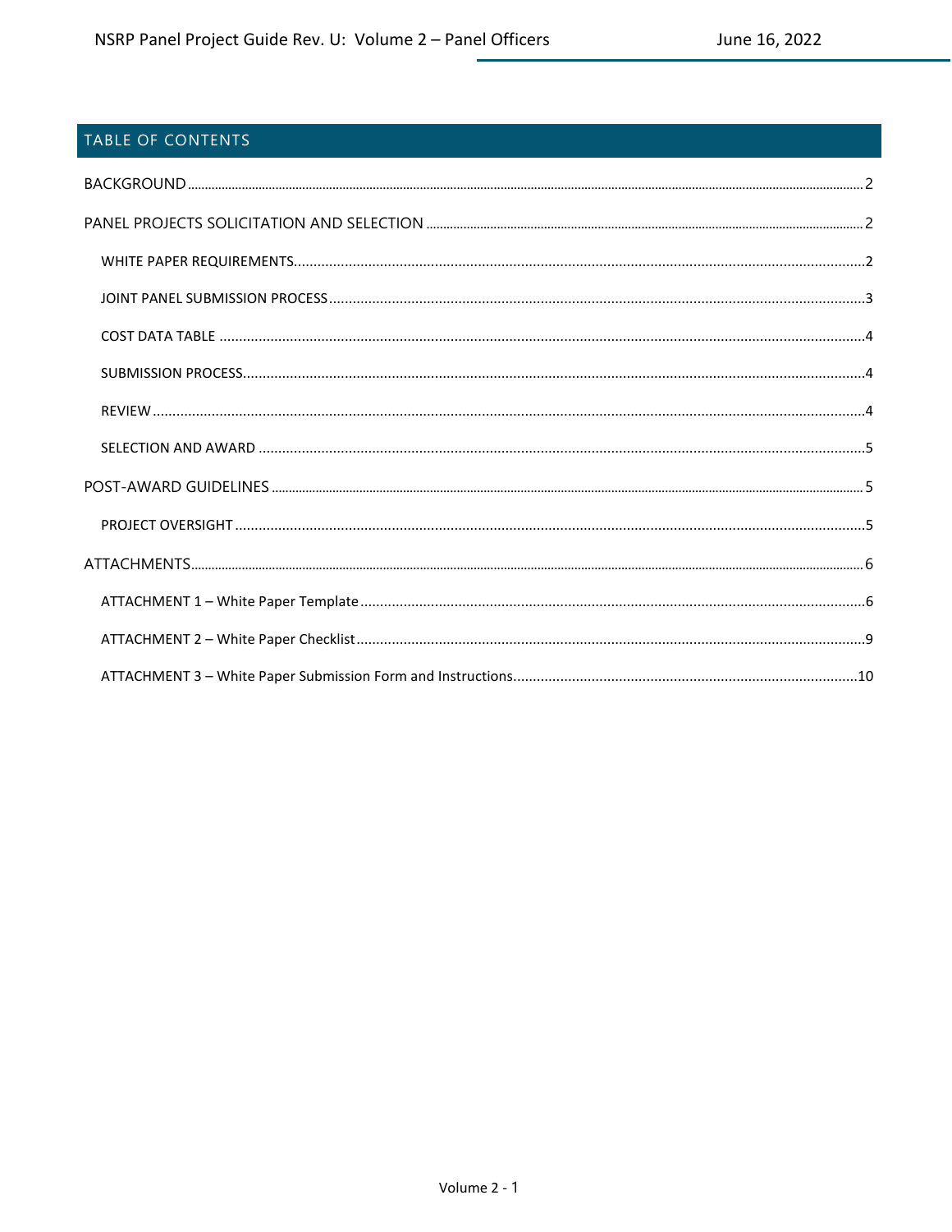## TABLE OF CONTENTS

BACKGROUND ........ 2

PANEL PROJECTS SOLICITATION AND SELECTION ........ 2

- WHITE PAPER REQUIREMENTS ........ 2
- JOINT PANEL SUBMISSION PROCESS ........ 3
- COST DATA TABLE ........ 4
- SUBMISSION PROCESS ........ 4
- REVIEW ........ 4
- SELECTION AND AWARD ........ 5

POST-AWARD GUIDELINES ........ 5

- PROJECT OVERSIGHT ........ 5

ATTACHMENTS ........ 6

- ATTACHMENT 1 – White Paper Template ........ 6
- ATTACHMENT 2 – White Paper Checklist ........ 9
- ATTACHMENT 3 – White Paper Submission Form and Instructions ........ 10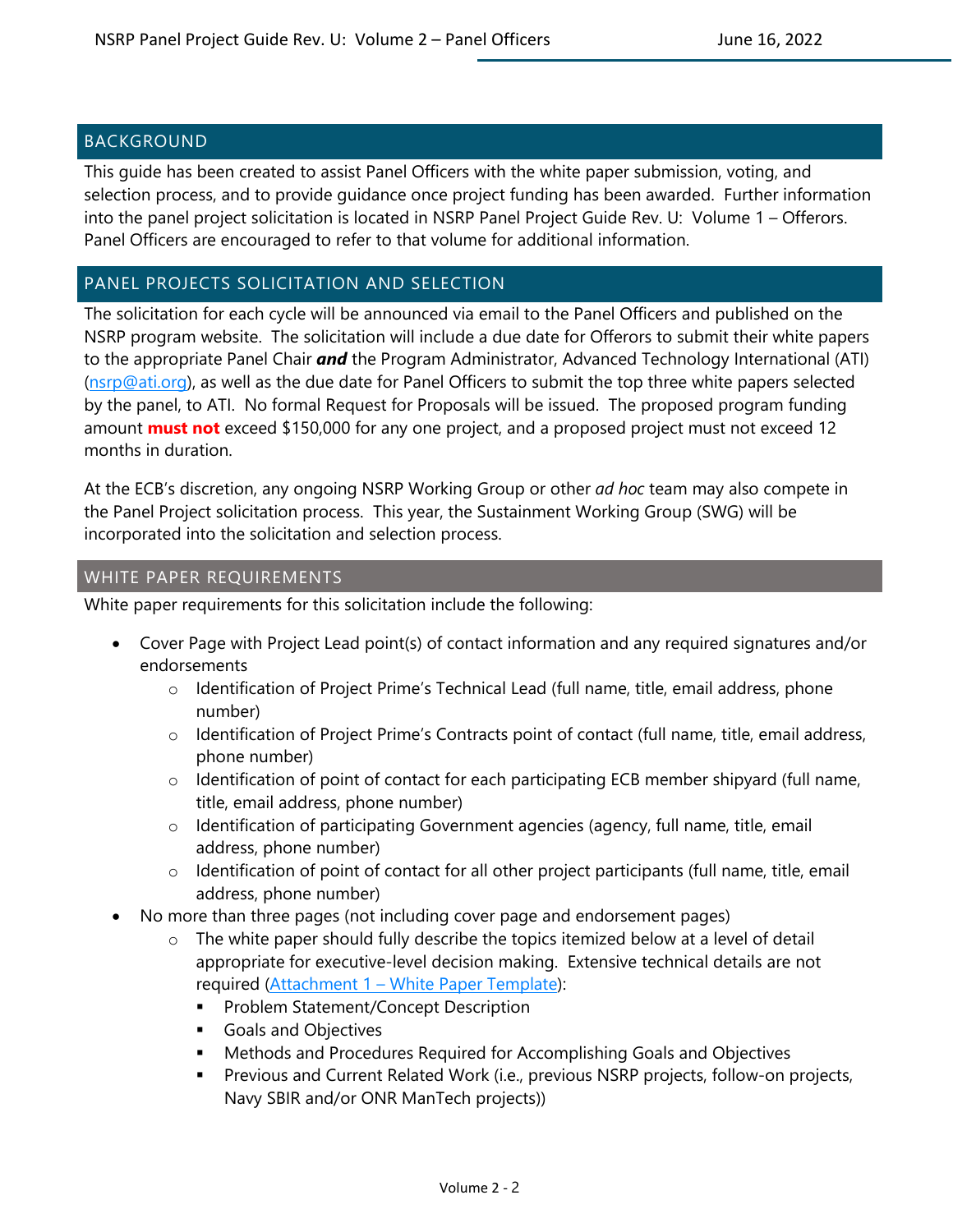## BACKGROUND

This guide has been created to assist Panel Officers with the white paper submission, voting, and selection process, and to provide guidance once project funding has been awarded. Further information into the panel project solicitation is located in NSRP Panel Project Guide Rev. U: Volume 1 – Offerors. Panel Officers are encouraged to refer to that volume for additional information.

## PANEL PROJECTS SOLICITATION AND SELECTION

The solicitation for each cycle will be announced via email to the Panel Officers and published on the NSRP program website. The solicitation will include a due date for Offerors to submit their white papers to the appropriate Panel Chair ***and*** the Program Administrator, Advanced Technology International (ATI) (nsrp@ati.org), as well as the due date for Panel Officers to submit the top three white papers selected by the panel, to ATI. No formal Request for Proposals will be issued. The proposed program funding amount **must not** exceed $150,000 for any one project, and a proposed project must not exceed 12 months in duration.

At the ECB's discretion, any ongoing NSRP Working Group or other *ad hoc* team may also compete in the Panel Project solicitation process. This year, the Sustainment Working Group (SWG) will be incorporated into the solicitation and selection process.

### WHITE PAPER REQUIREMENTS

White paper requirements for this solicitation include the following:

- Cover Page with Project Lead point(s) of contact information and any required signatures and/or endorsements
  - Identification of Project Prime's Technical Lead (full name, title, email address, phone number)
  - Identification of Project Prime's Contracts point of contact (full name, title, email address, phone number)
  - Identification of point of contact for each participating ECB member shipyard (full name, title, email address, phone number)
  - Identification of participating Government agencies (agency, full name, title, email address, phone number)
  - Identification of point of contact for all other project participants (full name, title, email address, phone number)
- No more than three pages (not including cover page and endorsement pages)
  - The white paper should fully describe the topics itemized below at a level of detail appropriate for executive-level decision making. Extensive technical details are not required (Attachment 1 – White Paper Template):
    - Problem Statement/Concept Description
    - Goals and Objectives
    - Methods and Procedures Required for Accomplishing Goals and Objectives
    - Previous and Current Related Work (i.e., previous NSRP projects, follow-on projects, Navy SBIR and/or ONR ManTech projects))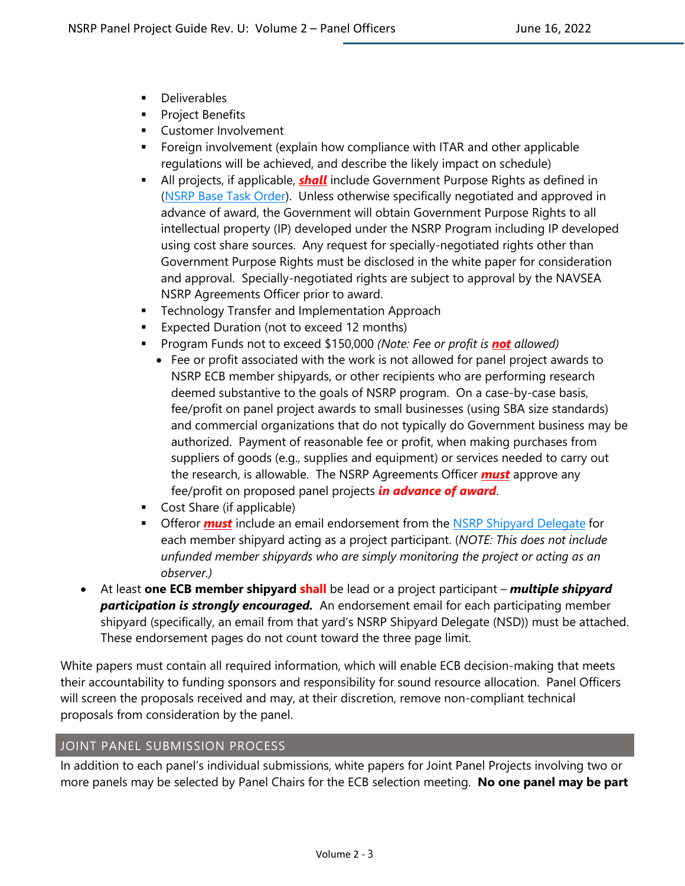- Deliverables
- Project Benefits
- Customer Involvement
- Foreign involvement (explain how compliance with ITAR and other applicable regulations will be achieved, and describe the likely impact on schedule)
- All projects, if applicable, ***shall*** include Government Purpose Rights as defined in ([NSRP Base Task Order](#)). Unless otherwise specifically negotiated and approved in advance of award, the Government will obtain Government Purpose Rights to all intellectual property (IP) developed under the NSRP Program including IP developed using cost share sources. Any request for specially-negotiated rights other than Government Purpose Rights must be disclosed in the white paper for consideration and approval. Specially-negotiated rights are subject to approval by the NAVSEA NSRP Agreements Officer prior to award.
- Technology Transfer and Implementation Approach
- Expected Duration (not to exceed 12 months)
- Program Funds not to exceed $150,000 *(Note: Fee or profit is **not** allowed)*
  - Fee or profit associated with the work is not allowed for panel project awards to NSRP ECB member shipyards, or other recipients who are performing research deemed substantive to the goals of NSRP program. On a case-by-case basis, fee/profit on panel project awards to small businesses (using SBA size standards) and commercial organizations that do not typically do Government business may be authorized. Payment of reasonable fee or profit, when making purchases from suppliers of goods (e.g., supplies and equipment) or services needed to carry out the research, is allowable. The NSRP Agreements Officer ***must*** approve any fee/profit on proposed panel projects ***in advance of award***.
- Cost Share (if applicable)
- Offeror ***must*** include an email endorsement from the [NSRP Shipyard Delegate](#) for each member shipyard acting as a project participant. (*NOTE: This does not include unfunded member shipyards who are simply monitoring the project or acting as an observer.)*

- At least **one ECB member shipyard** **shall** be lead or a project participant – ***multiple shipyard participation is strongly encouraged.*** An endorsement email for each participating member shipyard (specifically, an email from that yard's NSRP Shipyard Delegate (NSD)) must be attached. These endorsement pages do not count toward the three page limit.

White papers must contain all required information, which will enable ECB decision-making that meets their accountability to funding sponsors and responsibility for sound resource allocation. Panel Officers will screen the proposals received and may, at their discretion, remove non-compliant technical proposals from consideration by the panel.

## JOINT PANEL SUBMISSION PROCESS

In addition to each panel's individual submissions, white papers for Joint Panel Projects involving two or more panels may be selected by Panel Chairs for the ECB selection meeting. **No one panel may be part**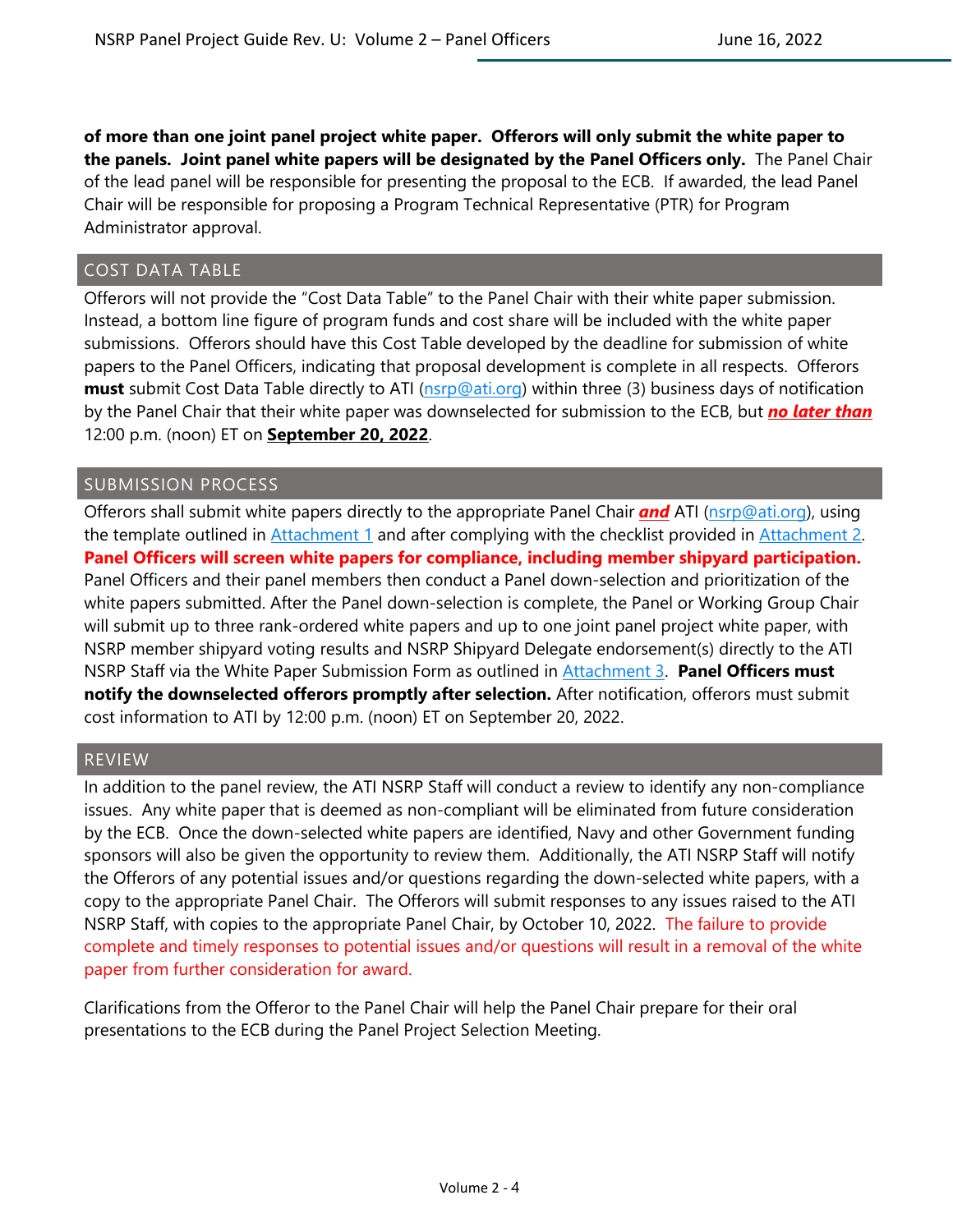**of more than one joint panel project white paper. Offerors will only submit the white paper to the panels. Joint panel white papers will be designated by the Panel Officers only.** The Panel Chair of the lead panel will be responsible for presenting the proposal to the ECB. If awarded, the lead Panel Chair will be responsible for proposing a Program Technical Representative (PTR) for Program Administrator approval.

## COST DATA TABLE

Offerors will not provide the "Cost Data Table" to the Panel Chair with their white paper submission. Instead, a bottom line figure of program funds and cost share will be included with the white paper submissions. Offerors should have this Cost Table developed by the deadline for submission of white papers to the Panel Officers, indicating that proposal development is complete in all respects. Offerors **must** submit Cost Data Table directly to ATI (nsrp@ati.org) within three (3) business days of notification by the Panel Chair that their white paper was downselected for submission to the ECB, but ***no later than*** 12:00 p.m. (noon) ET on **September 20, 2022**.

## SUBMISSION PROCESS

Offerors shall submit white papers directly to the appropriate Panel Chair ***and*** ATI (nsrp@ati.org), using the template outlined in Attachment 1 and after complying with the checklist provided in Attachment 2. **Panel Officers will screen white papers for compliance, including member shipyard participation.** Panel Officers and their panel members then conduct a Panel down-selection and prioritization of the white papers submitted. After the Panel down-selection is complete, the Panel or Working Group Chair will submit up to three rank-ordered white papers and up to one joint panel project white paper, with NSRP member shipyard voting results and NSRP Shipyard Delegate endorsement(s) directly to the ATI NSRP Staff via the White Paper Submission Form as outlined in Attachment 3. **Panel Officers must notify the downselected offerors promptly after selection.** After notification, offerors must submit cost information to ATI by 12:00 p.m. (noon) ET on September 20, 2022.

## REVIEW

In addition to the panel review, the ATI NSRP Staff will conduct a review to identify any non-compliance issues. Any white paper that is deemed as non-compliant will be eliminated from future consideration by the ECB. Once the down-selected white papers are identified, Navy and other Government funding sponsors will also be given the opportunity to review them. Additionally, the ATI NSRP Staff will notify the Offerors of any potential issues and/or questions regarding the down-selected white papers, with a copy to the appropriate Panel Chair. The Offerors will submit responses to any issues raised to the ATI NSRP Staff, with copies to the appropriate Panel Chair, by October 10, 2022. The failure to provide complete and timely responses to potential issues and/or questions will result in a removal of the white paper from further consideration for award.

Clarifications from the Offeror to the Panel Chair will help the Panel Chair prepare for their oral presentations to the ECB during the Panel Project Selection Meeting.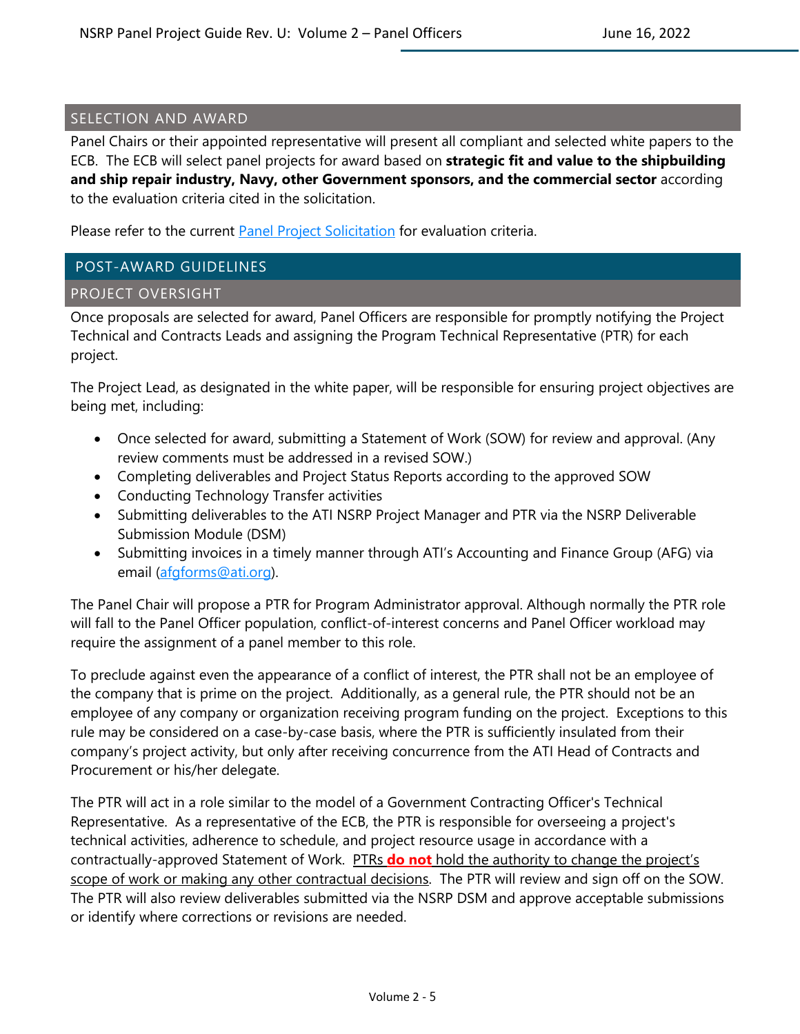## SELECTION AND AWARD

Panel Chairs or their appointed representative will present all compliant and selected white papers to the ECB. The ECB will select panel projects for award based on **strategic fit and value to the shipbuilding and ship repair industry, Navy, other Government sponsors, and the commercial sector** according to the evaluation criteria cited in the solicitation.

Please refer to the current Panel Project Solicitation for evaluation criteria.

# POST-AWARD GUIDELINES

## PROJECT OVERSIGHT

Once proposals are selected for award, Panel Officers are responsible for promptly notifying the Project Technical and Contracts Leads and assigning the Program Technical Representative (PTR) for each project.

The Project Lead, as designated in the white paper, will be responsible for ensuring project objectives are being met, including:

- Once selected for award, submitting a Statement of Work (SOW) for review and approval. (Any review comments must be addressed in a revised SOW.)
- Completing deliverables and Project Status Reports according to the approved SOW
- Conducting Technology Transfer activities
- Submitting deliverables to the ATI NSRP Project Manager and PTR via the NSRP Deliverable Submission Module (DSM)
- Submitting invoices in a timely manner through ATI's Accounting and Finance Group (AFG) via email (afgforms@ati.org).

The Panel Chair will propose a PTR for Program Administrator approval. Although normally the PTR role will fall to the Panel Officer population, conflict-of-interest concerns and Panel Officer workload may require the assignment of a panel member to this role.

To preclude against even the appearance of a conflict of interest, the PTR shall not be an employee of the company that is prime on the project. Additionally, as a general rule, the PTR should not be an employee of any company or organization receiving program funding on the project. Exceptions to this rule may be considered on a case-by-case basis, where the PTR is sufficiently insulated from their company's project activity, but only after receiving concurrence from the ATI Head of Contracts and Procurement or his/her delegate.

The PTR will act in a role similar to the model of a Government Contracting Officer's Technical Representative. As a representative of the ECB, the PTR is responsible for overseeing a project's technical activities, adherence to schedule, and project resource usage in accordance with a contractually-approved Statement of Work. PTRs **do not** hold the authority to change the project's scope of work or making any other contractual decisions. The PTR will review and sign off on the SOW. The PTR will also review deliverables submitted via the NSRP DSM and approve acceptable submissions or identify where corrections or revisions are needed.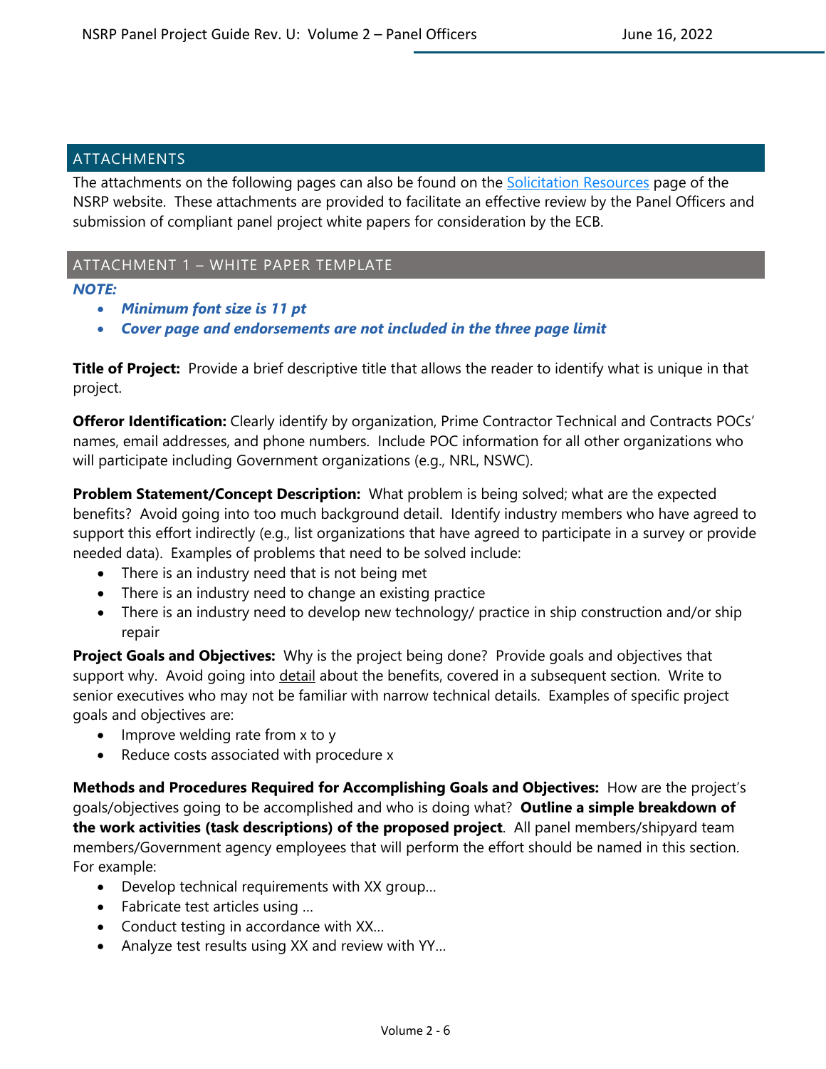## ATTACHMENTS

The attachments on the following pages can also be found on the [Solicitation Resources](#) page of the NSRP website. These attachments are provided to facilitate an effective review by the Panel Officers and submission of compliant panel project white papers for consideration by the ECB.

### ATTACHMENT 1 – WHITE PAPER TEMPLATE

***NOTE:***

- ***Minimum font size is 11 pt***
- ***Cover page and endorsements are not included in the three page limit***

**Title of Project:** Provide a brief descriptive title that allows the reader to identify what is unique in that project.

**Offeror Identification:** Clearly identify by organization, Prime Contractor Technical and Contracts POCs' names, email addresses, and phone numbers. Include POC information for all other organizations who will participate including Government organizations (e.g., NRL, NSWC).

**Problem Statement/Concept Description:** What problem is being solved; what are the expected benefits? Avoid going into too much background detail. Identify industry members who have agreed to support this effort indirectly (e.g., list organizations that have agreed to participate in a survey or provide needed data). Examples of problems that need to be solved include:

- There is an industry need that is not being met
- There is an industry need to change an existing practice
- There is an industry need to develop new technology/ practice in ship construction and/or ship repair

**Project Goals and Objectives:** Why is the project being done? Provide goals and objectives that support why. Avoid going into <u>detail</u> about the benefits, covered in a subsequent section. Write to senior executives who may not be familiar with narrow technical details. Examples of specific project goals and objectives are:

- Improve welding rate from x to y
- Reduce costs associated with procedure x

**Methods and Procedures Required for Accomplishing Goals and Objectives:** How are the project's goals/objectives going to be accomplished and who is doing what? **Outline a simple breakdown of the work activities (task descriptions) of the proposed project**. All panel members/shipyard team members/Government agency employees that will perform the effort should be named in this section. For example:

- Develop technical requirements with XX group…
- Fabricate test articles using …
- Conduct testing in accordance with XX…
- Analyze test results using XX and review with YY…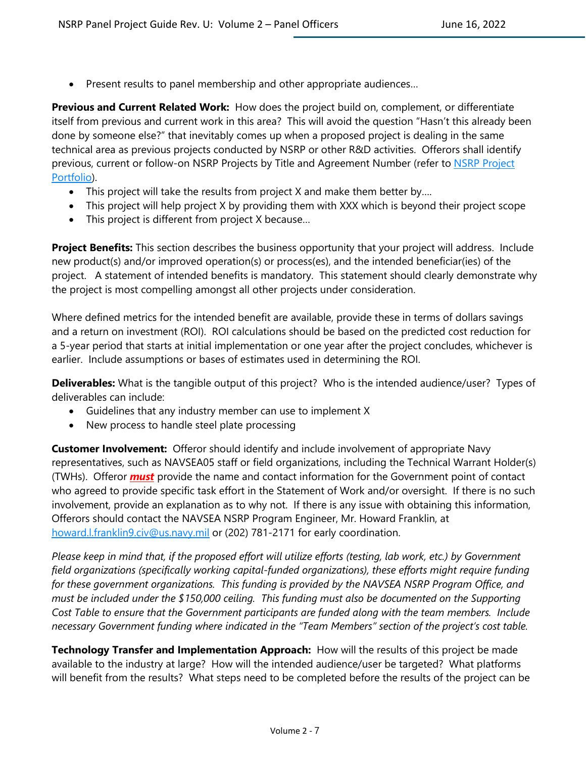- Present results to panel membership and other appropriate audiences…

**Previous and Current Related Work:** How does the project build on, complement, or differentiate itself from previous and current work in this area? This will avoid the question "Hasn't this already been done by someone else?" that inevitably comes up when a proposed project is dealing in the same technical area as previous projects conducted by NSRP or other R&D activities. Offerors shall identify previous, current or follow-on NSRP Projects by Title and Agreement Number (refer to [NSRP Project Portfolio]()).

- This project will take the results from project X and make them better by….
- This project will help project X by providing them with XXX which is beyond their project scope
- This project is different from project X because…

**Project Benefits:** This section describes the business opportunity that your project will address. Include new product(s) and/or improved operation(s) or process(es), and the intended beneficiar(ies) of the project. A statement of intended benefits is mandatory. This statement should clearly demonstrate why the project is most compelling amongst all other projects under consideration.

Where defined metrics for the intended benefit are available, provide these in terms of dollars savings and a return on investment (ROI). ROI calculations should be based on the predicted cost reduction for a 5-year period that starts at initial implementation or one year after the project concludes, whichever is earlier. Include assumptions or bases of estimates used in determining the ROI.

**Deliverables:** What is the tangible output of this project? Who is the intended audience/user? Types of deliverables can include:

- Guidelines that any industry member can use to implement X
- New process to handle steel plate processing

**Customer Involvement:** Offeror should identify and include involvement of appropriate Navy representatives, such as NAVSEA05 staff or field organizations, including the Technical Warrant Holder(s) (TWHs). Offeror ***must*** provide the name and contact information for the Government point of contact who agreed to provide specific task effort in the Statement of Work and/or oversight. If there is no such involvement, provide an explanation as to why not. If there is any issue with obtaining this information, Offerors should contact the NAVSEA NSRP Program Engineer, Mr. Howard Franklin, at howard.l.franklin9.civ@us.navy.mil or (202) 781-2171 for early coordination.

*Please keep in mind that, if the proposed effort will utilize efforts (testing, lab work, etc.) by Government field organizations (specifically working capital-funded organizations), these efforts might require funding for these government organizations. This funding is provided by the NAVSEA NSRP Program Office, and must be included under the $150,000 ceiling. This funding must also be documented on the Supporting Cost Table to ensure that the Government participants are funded along with the team members. Include necessary Government funding where indicated in the "Team Members" section of the project's cost table.*

**Technology Transfer and Implementation Approach:** How will the results of this project be made available to the industry at large? How will the intended audience/user be targeted? What platforms will benefit from the results? What steps need to be completed before the results of the project can be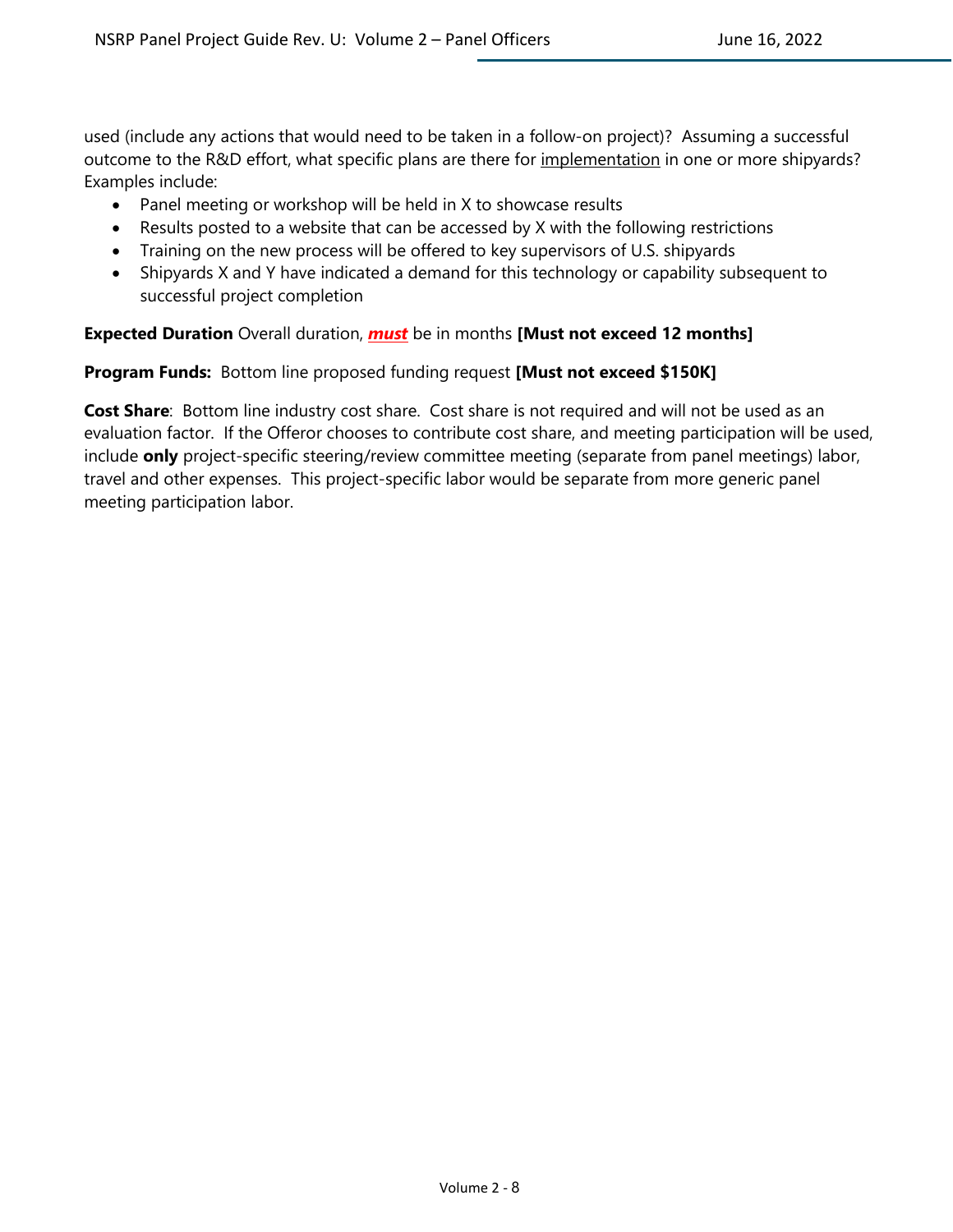used (include any actions that would need to be taken in a follow-on project)? Assuming a successful outcome to the R&D effort, what specific plans are there for <u>implementation</u> in one or more shipyards? Examples include:

- Panel meeting or workshop will be held in X to showcase results
- Results posted to a website that can be accessed by X with the following restrictions
- Training on the new process will be offered to key supervisors of U.S. shipyards
- Shipyards X and Y have indicated a demand for this technology or capability subsequent to successful project completion

**Expected Duration** Overall duration, ***<u>must</u>*** be in months **[Must not exceed 12 months]**

**Program Funds:** Bottom line proposed funding request **[Must not exceed $150K]**

**Cost Share**: Bottom line industry cost share. Cost share is not required and will not be used as an evaluation factor. If the Offeror chooses to contribute cost share, and meeting participation will be used, include **only** project-specific steering/review committee meeting (separate from panel meetings) labor, travel and other expenses. This project-specific labor would be separate from more generic panel meeting participation labor.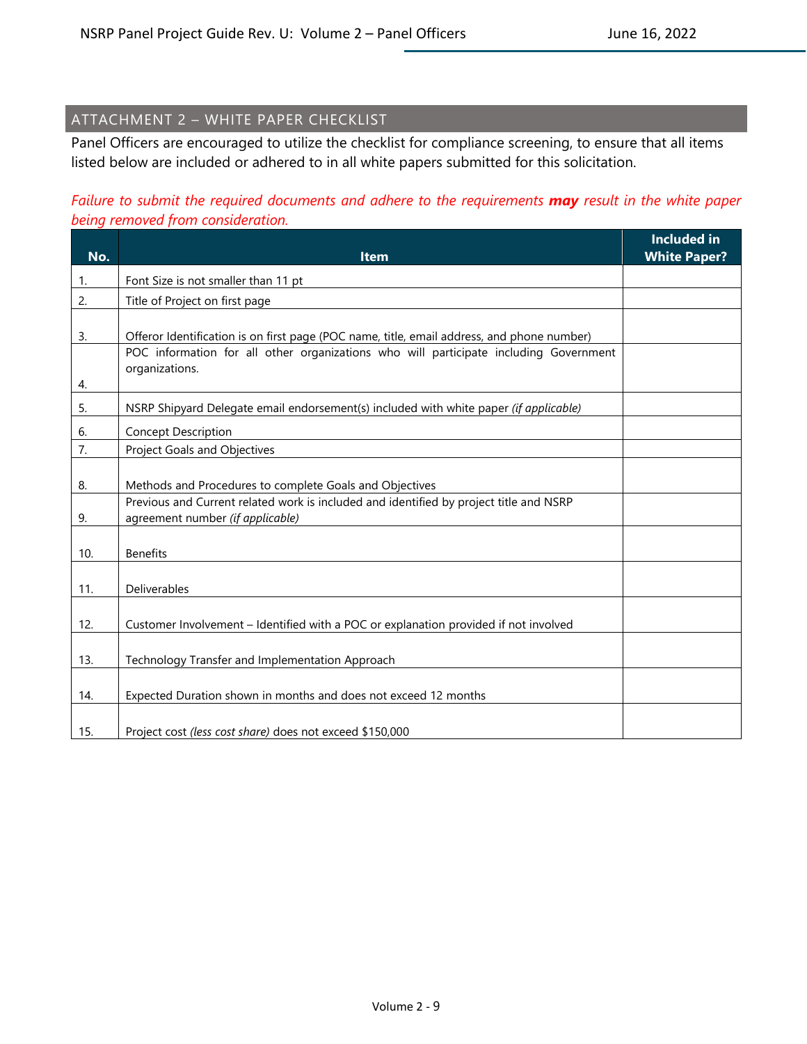## ATTACHMENT 2 – WHITE PAPER CHECKLIST

Panel Officers are encouraged to utilize the checklist for compliance screening, to ensure that all items listed below are included or adhered to in all white papers submitted for this solicitation.

*Failure to submit the required documents and adhere to the requirements **may** result in the white paper being removed from consideration.*

| No. | Item | Included in White Paper? |
|---|---|---|
| 1. | Font Size is not smaller than 11 pt | |
| 2. | Title of Project on first page | |
| 3. | Offeror Identification is on first page (POC name, title, email address, and phone number) | |
| 4. | POC information for all other organizations who will participate including Government organizations. | |
| 5. | NSRP Shipyard Delegate email endorsement(s) included with white paper *(if applicable)* | |
| 6. | Concept Description | |
| 7. | Project Goals and Objectives | |
| 8. | Methods and Procedures to complete Goals and Objectives | |
| 9. | Previous and Current related work is included and identified by project title and NSRP agreement number *(if applicable)* | |
| 10. | Benefits | |
| 11. | Deliverables | |
| 12. | Customer Involvement – Identified with a POC or explanation provided if not involved | |
| 13. | Technology Transfer and Implementation Approach | |
| 14. | Expected Duration shown in months and does not exceed 12 months | |
| 15. | Project cost *(less cost share)* does not exceed $150,000 | |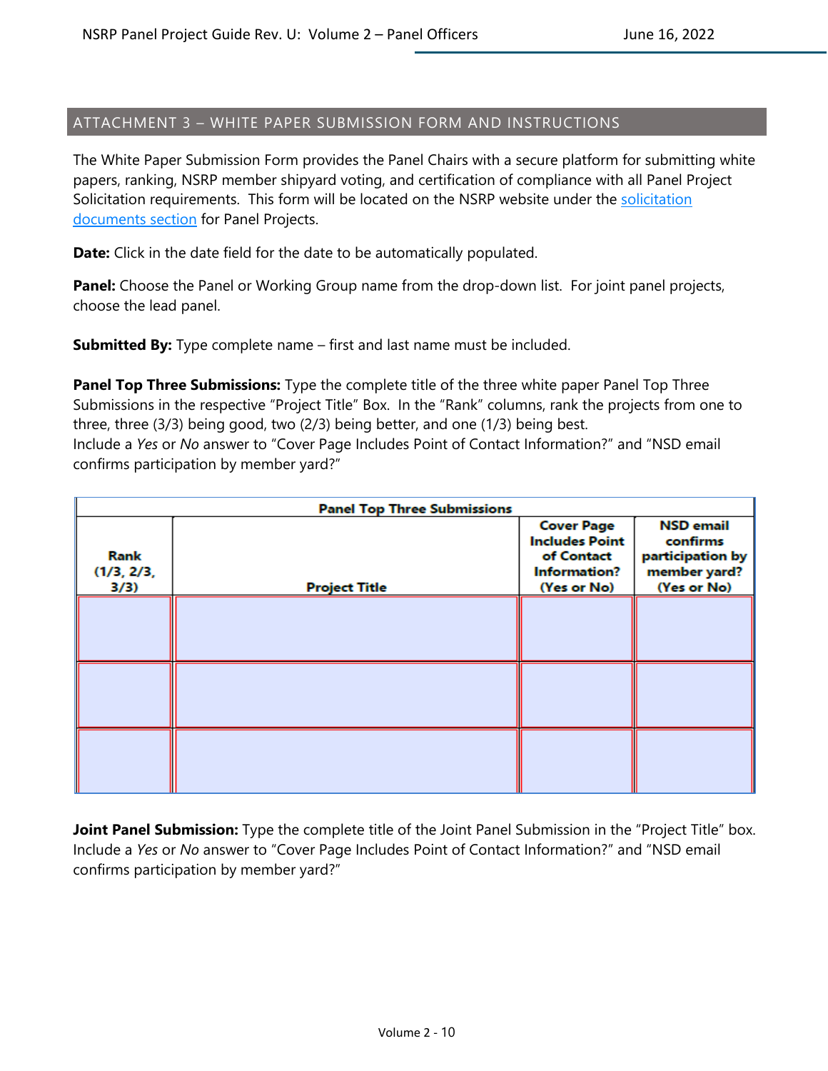## ATTACHMENT 3 – WHITE PAPER SUBMISSION FORM AND INSTRUCTIONS

The White Paper Submission Form provides the Panel Chairs with a secure platform for submitting white papers, ranking, NSRP member shipyard voting, and certification of compliance with all Panel Project Solicitation requirements. This form will be located on the NSRP website under the solicitation documents section for Panel Projects.

**Date:** Click in the date field for the date to be automatically populated.

**Panel:** Choose the Panel or Working Group name from the drop-down list. For joint panel projects, choose the lead panel.

**Submitted By:** Type complete name – first and last name must be included.

**Panel Top Three Submissions:** Type the complete title of the three white paper Panel Top Three Submissions in the respective "Project Title" Box. In the "Rank" columns, rank the projects from one to three, three (3/3) being good, two (2/3) being better, and one (1/3) being best.
Include a *Yes* or *No* answer to "Cover Page Includes Point of Contact Information?" and "NSD email confirms participation by member yard?"

| Panel Top Three Submissions | | | |
|---|---|---|---|
| Rank (1/3, 2/3, 3/3) | Project Title | Cover Page Includes Point of Contact Information? (Yes or No) | NSD email confirms participation by member yard? (Yes or No) |
| | | | |
| | | | |
| | | | |

**Joint Panel Submission:** Type the complete title of the Joint Panel Submission in the "Project Title" box. Include a *Yes* or *No* answer to "Cover Page Includes Point of Contact Information?" and "NSD email confirms participation by member yard?"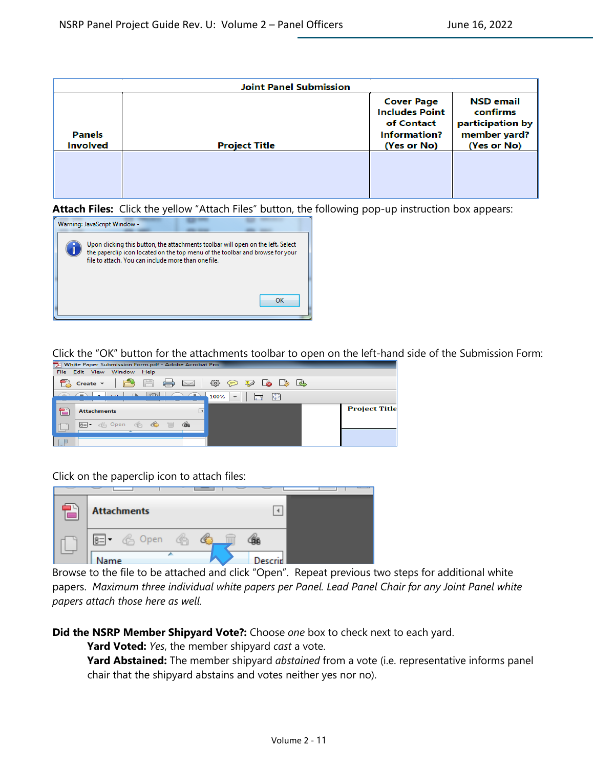| Joint Panel Submission | | | |
|---|---|---|---|
| Panels Involved | Project Title | Cover Page Includes Point of Contact Information? (Yes or No) | NSD email confirms participation by member yard? (Yes or No) |
| | | | |

**Attach Files:** Click the yellow "Attach Files" button, the following pop-up instruction box appears:

Click the "OK" button for the attachments toolbar to open on the left-hand side of the Submission Form:

Click on the paperclip icon to attach files:

Browse to the file to be attached and click "Open". Repeat previous two steps for additional white papers. *Maximum three individual white papers per Panel. Lead Panel Chair for any Joint Panel white papers attach those here as well.*

**Did the NSRP Member Shipyard Vote?:** Choose *one* box to check next to each yard.

**Yard Voted:** *Yes*, the member shipyard *cast* a vote.

**Yard Abstained:** The member shipyard *abstained* from a vote (i.e. representative informs panel chair that the shipyard abstains and votes neither yes nor no).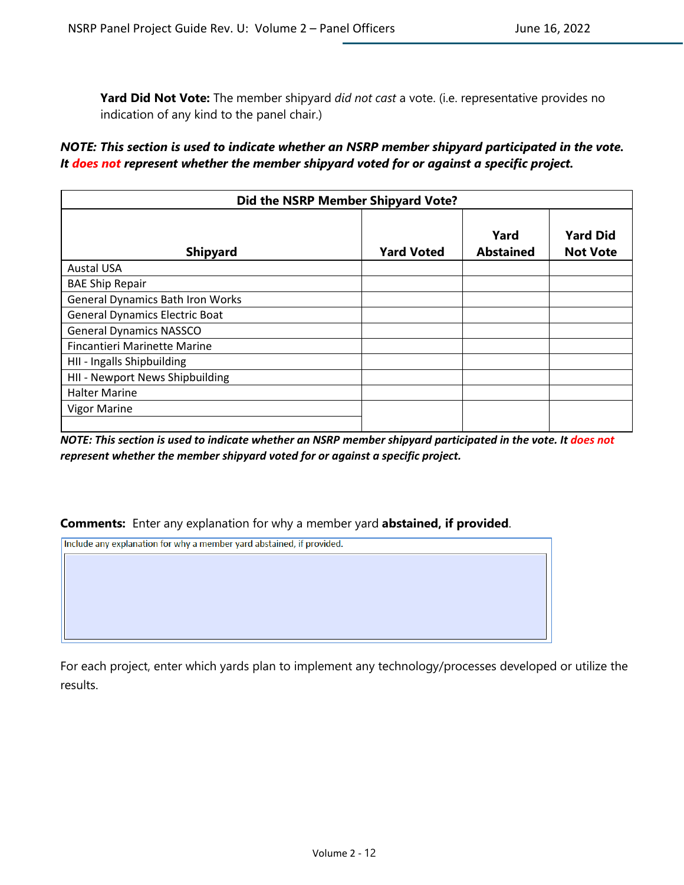**Yard Did Not Vote:** The member shipyard *did not cast* a vote. (i.e. representative provides no indication of any kind to the panel chair.)

***NOTE: This section is used to indicate whether an NSRP member shipyard participated in the vote. It does not represent whether the member shipyard voted for or against a specific project.***

| Did the NSRP Member Shipyard Vote? | | | |
|---|---|---|---|
| **Shipyard** | **Yard Voted** | **Yard Abstained** | **Yard Did Not Vote** |
| Austal USA | | | |
| BAE Ship Repair | | | |
| General Dynamics Bath Iron Works | | | |
| General Dynamics Electric Boat | | | |
| General Dynamics NASSCO | | | |
| Fincantieri Marinette Marine | | | |
| HII - Ingalls Shipbuilding | | | |
| HII - Newport News Shipbuilding | | | |
| Halter Marine | | | |
| Vigor Marine | | | |
| | | | |

***NOTE: This section is used to indicate whether an NSRP member shipyard participated in the vote. It does not represent whether the member shipyard voted for or against a specific project.***

**Comments:** Enter any explanation for why a member yard **abstained, if provided**.

| Include any explanation for why a member yard abstained, if provided. |
|---|
| |

For each project, enter which yards plan to implement any technology/processes developed or utilize the results.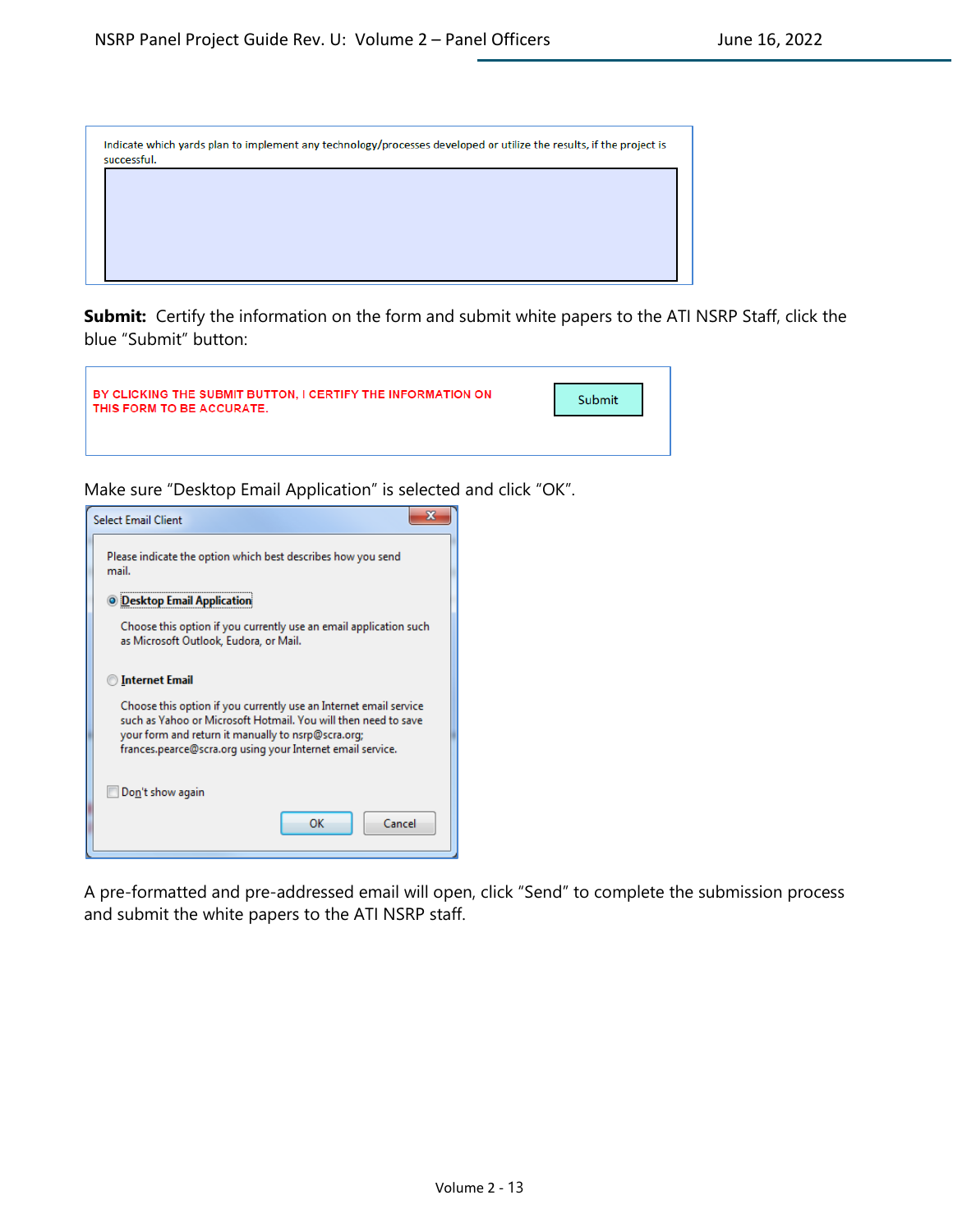Indicate which yards plan to implement any technology/processes developed or utilize the results, if the project is successful.

**Submit:** Certify the information on the form and submit white papers to the ATI NSRP Staff, click the blue "Submit" button:

BY CLICKING THE SUBMIT BUTTON, I CERTIFY THE INFORMATION ON THIS FORM TO BE ACCURATE.

Submit

Make sure "Desktop Email Application" is selected and click "OK".

Select Email Client

Please indicate the option which best describes how you send mail.

**Desktop Email Application**

Choose this option if you currently use an email application such as Microsoft Outlook, Eudora, or Mail.

**Internet Email**

Choose this option if you currently use an Internet email service such as Yahoo or Microsoft Hotmail. You will then need to save your form and return it manually to nsrp@scra.org; frances.pearce@scra.org using your Internet email service.

Don't show again

OK Cancel

A pre-formatted and pre-addressed email will open, click "Send" to complete the submission process and submit the white papers to the ATI NSRP staff.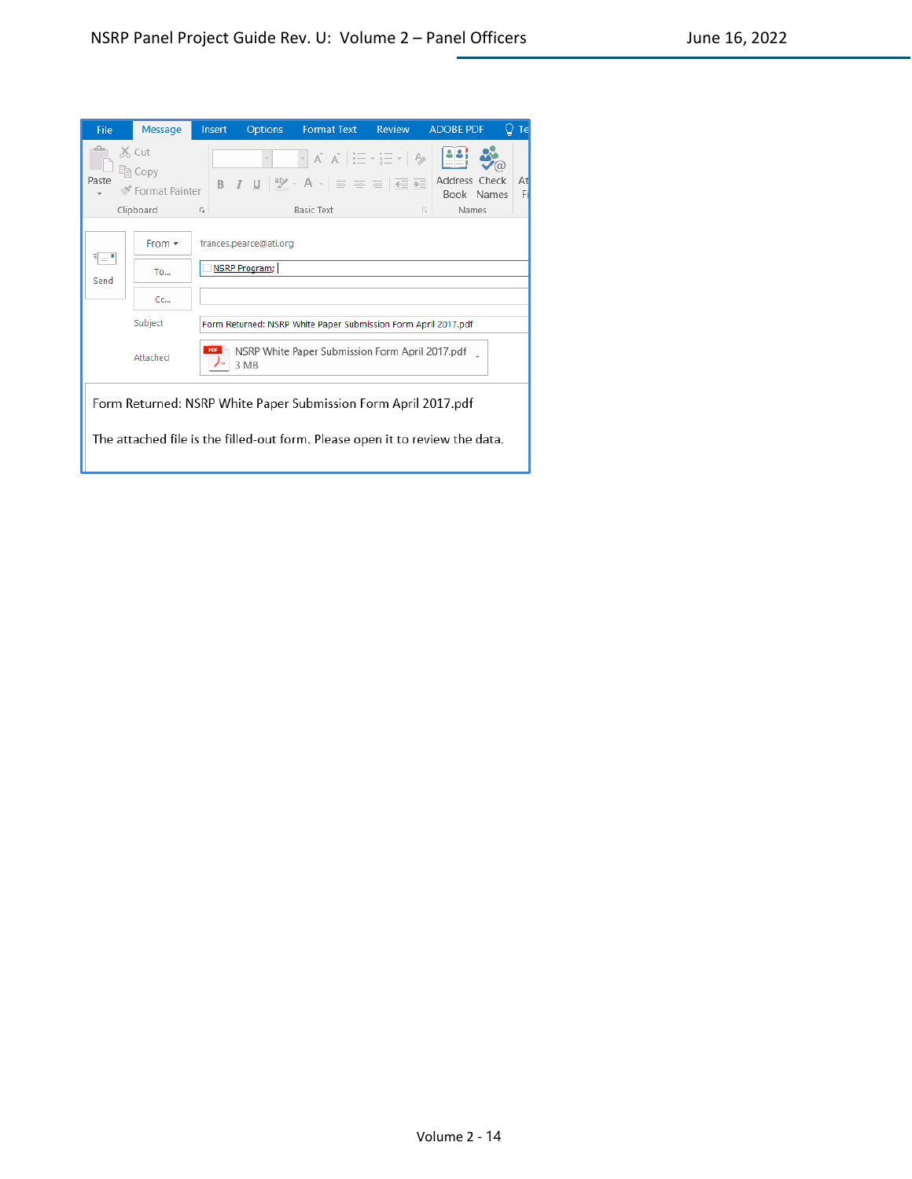From: frances.pearce@ati.org

To: NSRP Program;

Cc:

Subject: Form Returned: NSRP White Paper Submission Form April 2017.pdf

Attached: NSRP White Paper Submission Form April 2017.pdf (3 MB)

Form Returned: NSRP White Paper Submission Form April 2017.pdf

The attached file is the filled-out form. Please open it to review the data.